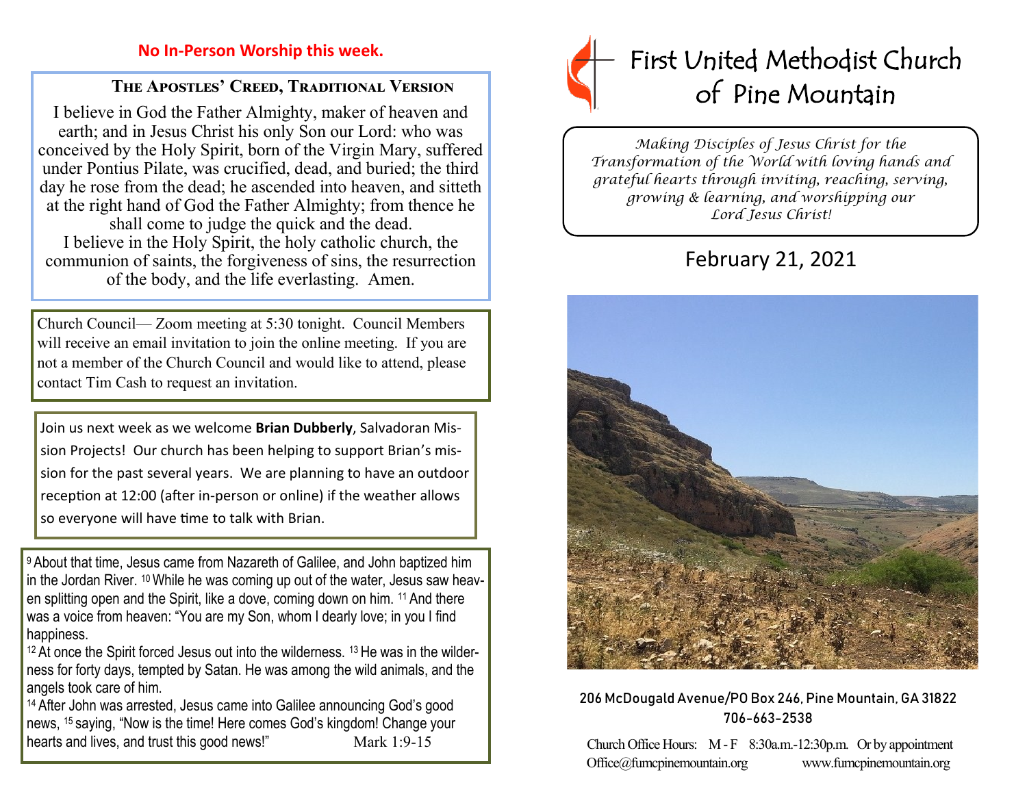**No In-Person Worship this week.**

### The Apostles' Creed, Traditional Version

I believe in God the Father Almighty, maker of heaven and earth; and in Jesus Christ his only Son our Lord: who was conceived by the Holy Spirit, born of the Virgin Mary, suffered under Pontius Pilate, was crucified, dead, and buried; the third day he rose from the dead; he ascended into heaven, and sitteth at the right hand of God the Father Almighty; from thence he shall come to judge the quick and the dead.
I believe in the Holy Spirit, the holy catholic church, the communion of saints, the forgiveness of sins, the resurrection of the body, and the life everlasting. Amen.

Church Council— Zoom meeting at 5:30 tonight. Council Members will receive an email invitation to join the online meeting. If you are not a member of the Church Council and would like to attend, please contact Tim Cash to request an invitation.

Join us next week as we welcome **Brian Dubberly**, Salvadoran Mission Projects! Our church has been helping to support Brian's mission for the past several years. We are planning to have an outdoor reception at 12:00 (after in-person or online) if the weather allows so everyone will have time to talk with Brian.

[9] About that time, Jesus came from Nazareth of Galilee, and John baptized him in the Jordan River. [10] While he was coming up out of the water, Jesus saw heaven splitting open and the Spirit, like a dove, coming down on him. [11] And there was a voice from heaven: "You are my Son, whom I dearly love; in you I find happiness.
[12] At once the Spirit forced Jesus out into the wilderness. [13] He was in the wilderness for forty days, tempted by Satan. He was among the wild animals, and the angels took care of him.
[14] After John was arrested, Jesus came into Galilee announcing God's good news, [15] saying, "Now is the time! Here comes God's kingdom! Change your hearts and lives, and trust this good news!" Mark 1:9-15

# First United Methodist Church of Pine Mountain

*Making Disciples of Jesus Christ for the Transformation of the World with loving hands and grateful hearts through inviting, reaching, serving, growing & learning, and worshipping our Lord Jesus Christ!*

## February 21, 2021

206 McDougald Avenue/PO Box 246, Pine Mountain, GA 31822
706-663-2538

Church Office Hours: M - F 8:30a.m.-12:30p.m. Or by appointment
Office@fumcpinemountain.org www.fumcpinemountain.org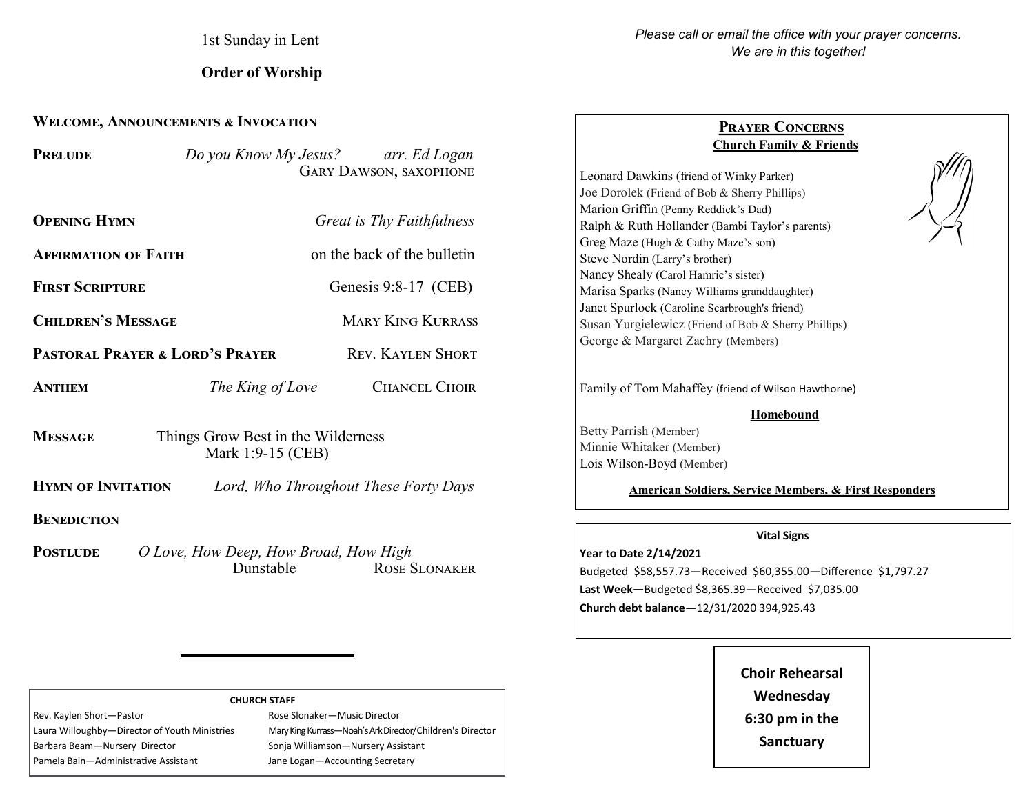1st Sunday in Lent

## Order of Worship

**Welcome, Announcements & Invocation**

**Prelude** — *Do you Know My Jesus?* arr. Ed Logan
Gary Dawson, saxophone

**Opening Hymn** — *Great is Thy Faithfulness*

**Affirmation of Faith** — on the back of the bulletin

**First Scripture** — Genesis 9:8-17 (CEB)

**Children's Message** — Mary King Kurrass

**Pastoral Prayer & Lord's Prayer** — Rev. Kaylen Short

**Anthem** — *The King of Love* — Chancel Choir

**Message** — Things Grow Best in the Wilderness
Mark 1:9-15 (CEB)

**Hymn of Invitation** — *Lord, Who Throughout These Forty Days*

**Benediction**

**Postlude** — *O Love, How Deep, How Broad, How High*
Dunstable — Rose Slonaker

---

**CHURCH STAFF**

| | |
|---|---|
| Rev. Kaylen Short—Pastor | Rose Slonaker—Music Director |
| Laura Willoughby—Director of Youth Ministries | Mary King Kurrass—Noah's Ark Director/Children's Director |
| Barbara Beam—Nursery Director | Sonja Williamson—Nursery Assistant |
| Pamela Bain—Administrative Assistant | Jane Logan—Accounting Secretary |

*Please call or email the office with your prayer concerns.*
*We are in this together!*

## Prayer Concerns

**Church Family & Friends**

Leonard Dawkins (friend of Winky Parker)
Joe Dorolek (Friend of Bob & Sherry Phillips)
Marion Griffin (Penny Reddick's Dad)
Ralph & Ruth Hollander (Bambi Taylor's parents)
Greg Maze (Hugh & Cathy Maze's son)
Steve Nordin (Larry's brother)
Nancy Shealy (Carol Hamric's sister)
Marisa Sparks (Nancy Williams granddaughter)
Janet Spurlock (Caroline Scarbrough's friend)
Susan Yurgielewicz (Friend of Bob & Sherry Phillips)
George & Margaret Zachry (Members)

Family of Tom Mahaffey (friend of Wilson Hawthorne)

**Homebound**

Betty Parrish (Member)
Minnie Whitaker (Member)
Lois Wilson-Boyd (Member)

**American Soldiers, Service Members, & First Responders**

**Vital Signs**

**Year to Date 2/14/2021**
Budgeted $58,557.73—Received $60,355.00—Difference $1,797.27
**Last Week—**Budgeted $8,365.39—Received $7,035.00
**Church debt balance—**12/31/2020 394,925.43

**Choir Rehearsal Wednesday 6:30 pm in the Sanctuary**